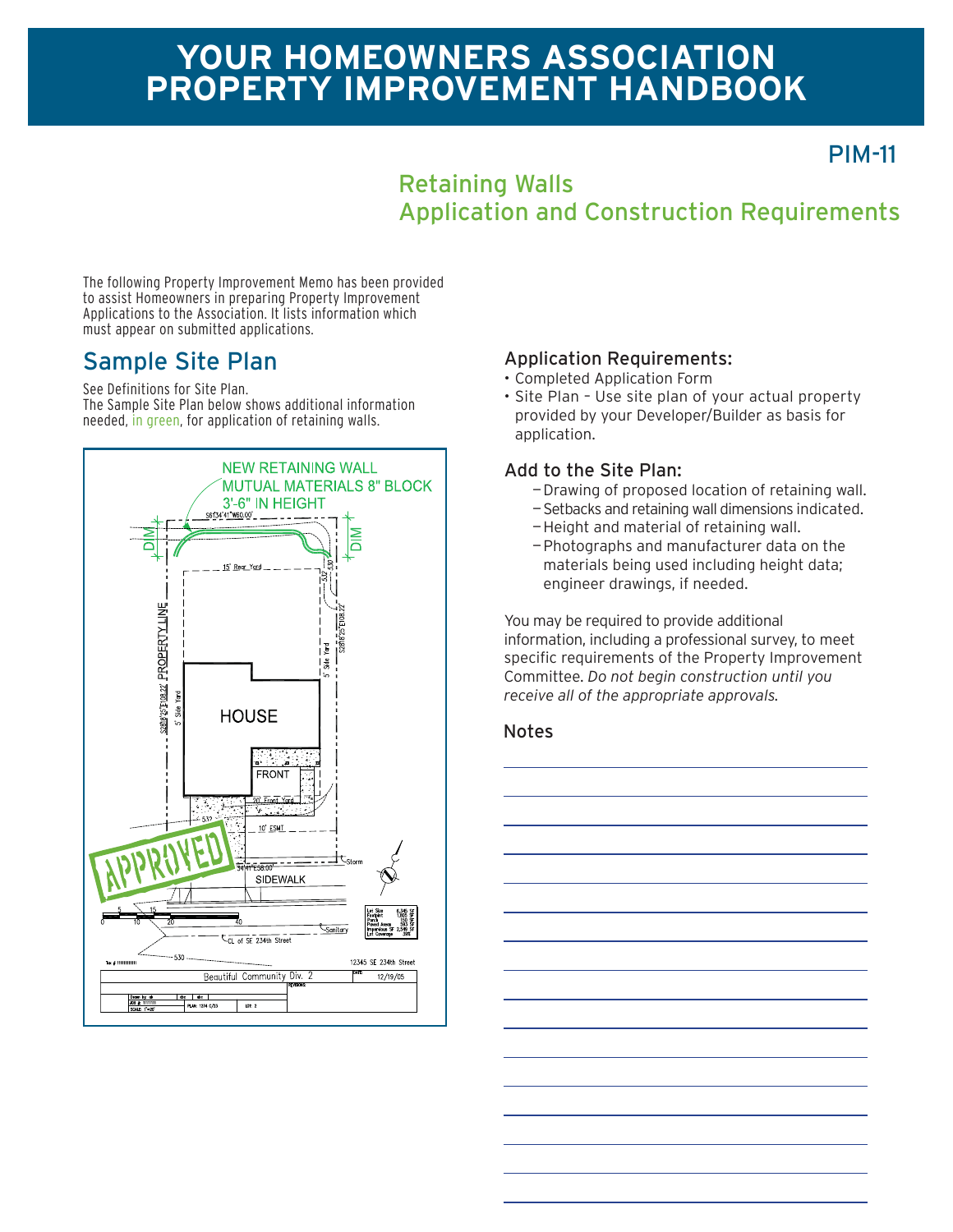# YOUR HOMEOWNERS ASSOCIATION PROPERTY IMPROVEMENT HANDBOOK

PIM-11

## Retaining Walls
## Application and Construction Requirements

The following Property Improvement Memo has been provided to assist Homeowners in preparing Property Improvement Applications to the Association. It lists information which must appear on submitted applications.

## Sample Site Plan

See Definitions for Site Plan.
The Sample Site Plan below shows additional information needed, in green, for application of retaining walls.

### Application Requirements:

- Completed Application Form
- Site Plan – Use site plan of your actual property provided by your Developer/Builder as basis for application.

### Add to the Site Plan:

- Drawing of proposed location of retaining wall.
- Setbacks and retaining wall dimensions indicated.
- Height and material of retaining wall.
- Photographs and manufacturer data on the materials being used including height data; engineer drawings, if needed.

You may be required to provide additional information, including a professional survey, to meet specific requirements of the Property Improvement Committee. *Do not begin construction until you receive all of the appropriate approvals.*

### Notes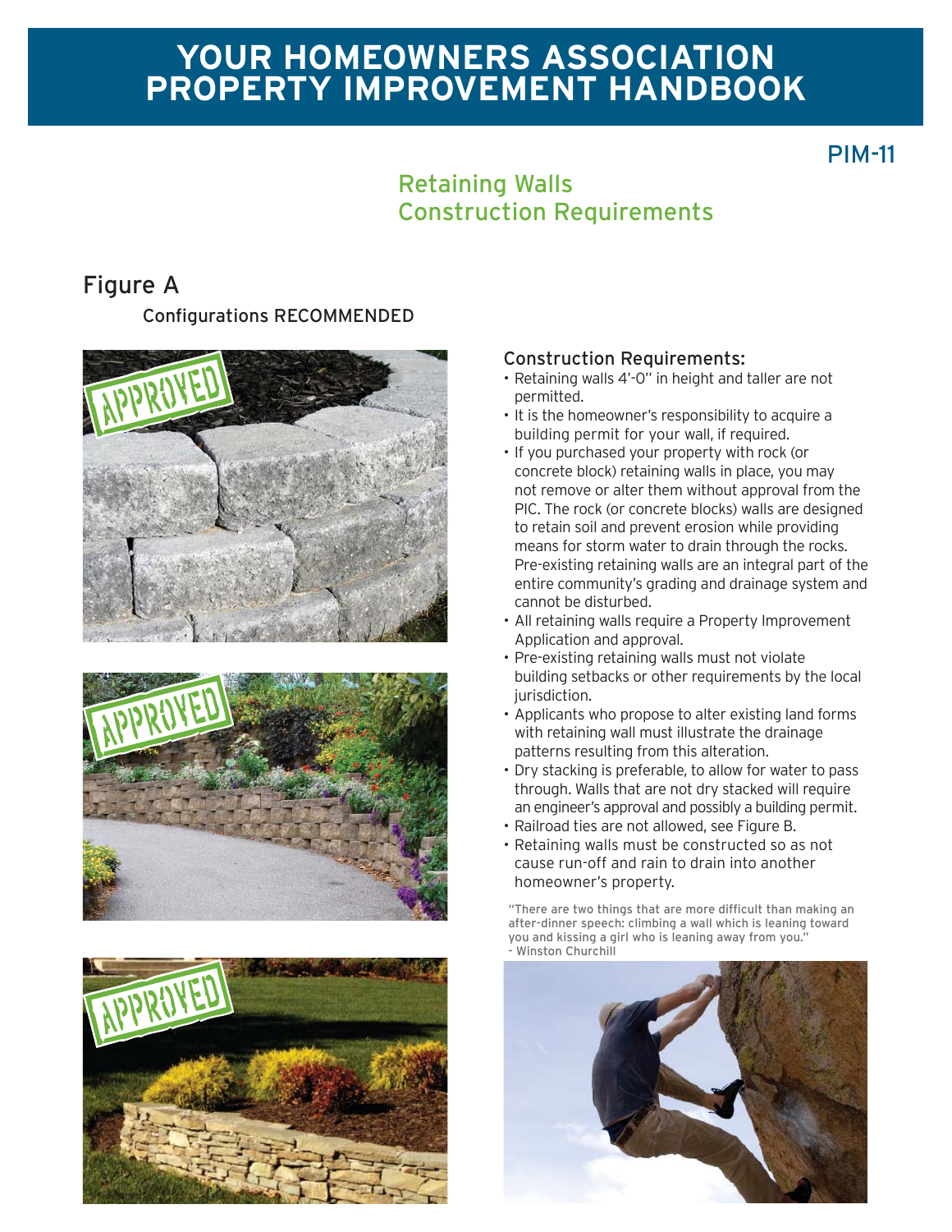# YOUR HOMEOWNERS ASSOCIATION PROPERTY IMPROVEMENT HANDBOOK

PIM-11

## Retaining Walls Construction Requirements

### Figure A

Configurations RECOMMENDED

### Construction Requirements:

- Retaining walls 4'-0" in height and taller are not permitted.
- It is the homeowner's responsibility to acquire a building permit for your wall, if required.
- If you purchased your property with rock (or concrete block) retaining walls in place, you may not remove or alter them without approval from the PIC. The rock (or concrete blocks) walls are designed to retain soil and prevent erosion while providing means for storm water to drain through the rocks. Pre-existing retaining walls are an integral part of the entire community's grading and drainage system and cannot be disturbed.
- All retaining walls require a Property Improvement Application and approval.
- Pre-existing retaining walls must not violate building setbacks or other requirements by the local jurisdiction.
- Applicants who propose to alter existing land forms with retaining wall must illustrate the drainage patterns resulting from this alteration.
- Dry stacking is preferable, to allow for water to pass through. Walls that are not dry stacked will require an engineer's approval and possibly a building permit.
- Railroad ties are not allowed, see Figure B.
- Retaining walls must be constructed so as not cause run-off and rain to drain into another homeowner's property.

"There are two things that are more difficult than making an after-dinner speech: climbing a wall which is leaning toward you and kissing a girl who is leaning away from you."
- Winston Churchill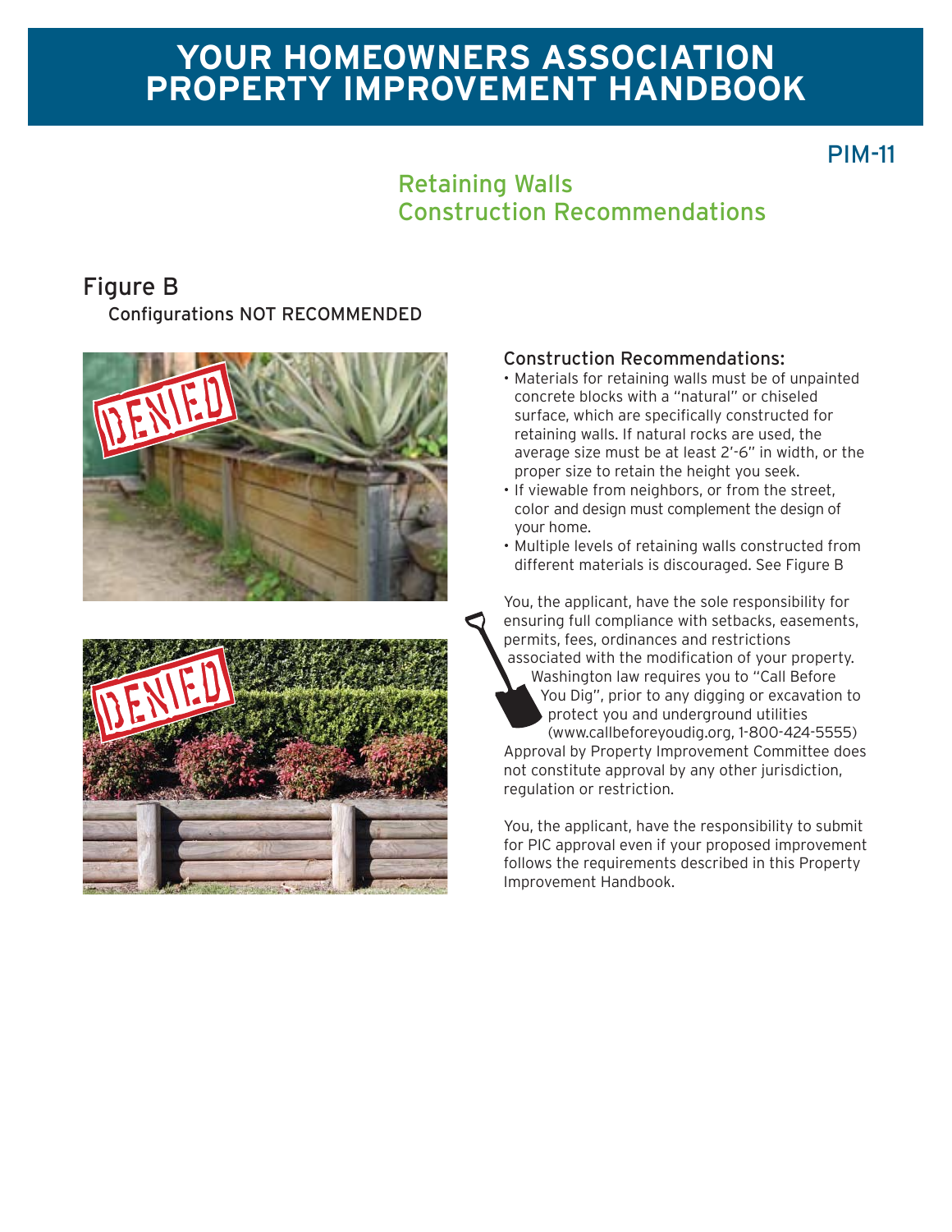# YOUR HOMEOWNERS ASSOCIATION PROPERTY IMPROVEMENT HANDBOOK

PIM-11

## Retaining Walls Construction Recommendations

### Figure B

Configurations NOT RECOMMENDED

### Construction Recommendations:

- Materials for retaining walls must be of unpainted concrete blocks with a "natural" or chiseled surface, which are specifically constructed for retaining walls. If natural rocks are used, the average size must be at least 2'-6" in width, or the proper size to retain the height you seek.
- If viewable from neighbors, or from the street, color and design must complement the design of your home.
- Multiple levels of retaining walls constructed from different materials is discouraged. See Figure B

You, the applicant, have the sole responsibility for ensuring full compliance with setbacks, easements, permits, fees, ordinances and restrictions associated with the modification of your property. Washington law requires you to "Call Before You Dig", prior to any digging or excavation to protect you and underground utilities (www.callbeforeyoudig.org, 1-800-424-5555) Approval by Property Improvement Committee does not constitute approval by any other jurisdiction, regulation or restriction.

You, the applicant, have the responsibility to submit for PIC approval even if your proposed improvement follows the requirements described in this Property Improvement Handbook.